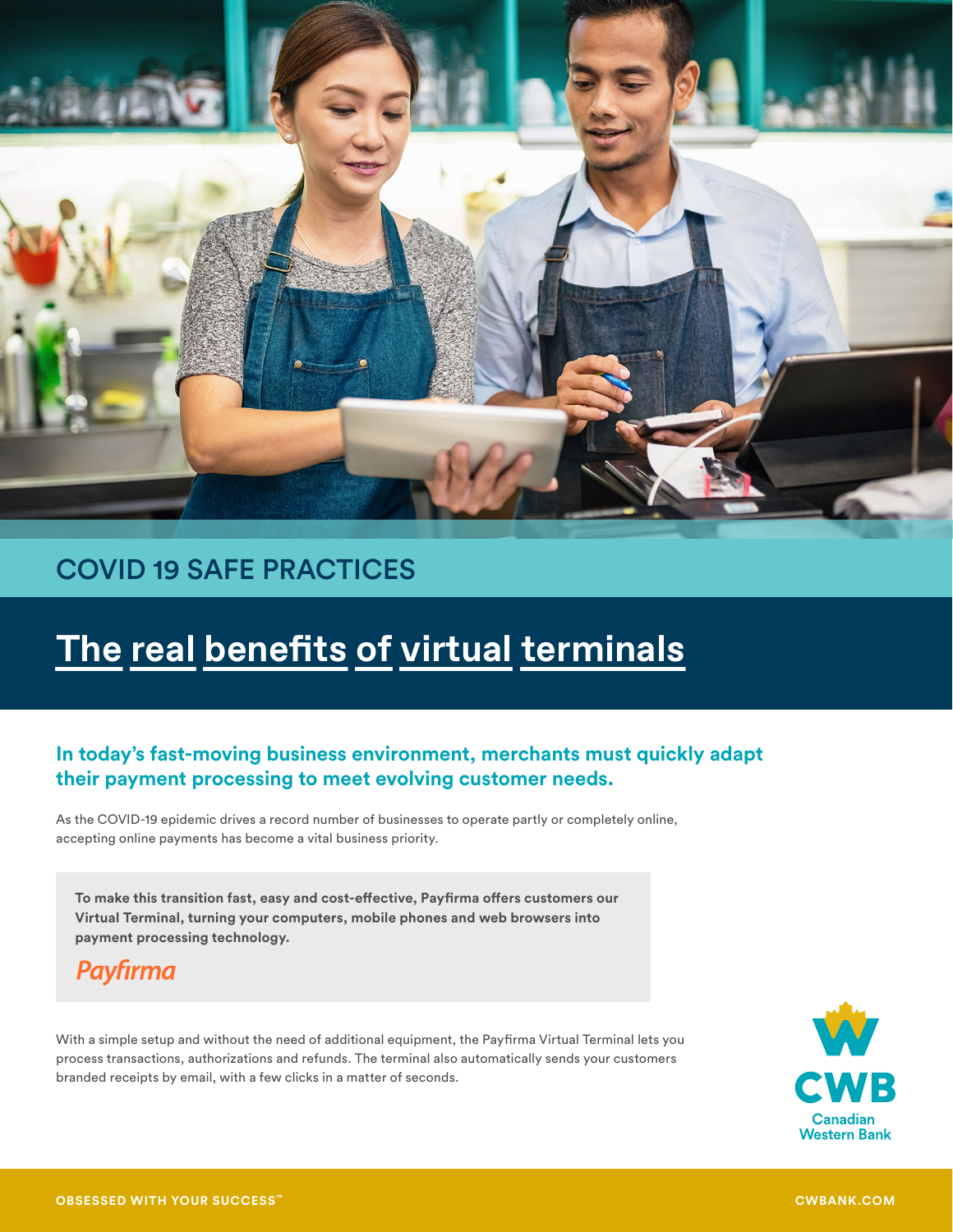COVID 19 SAFE PRACTICES

# The real benefits of virtual terminals

## In today's fast-moving business environment, merchants must quickly adapt their payment processing to meet evolving customer needs.

As the COVID-19 epidemic drives a record number of businesses to operate partly or completely online, accepting online payments has become a vital business priority.

**To make this transition fast, easy and cost-effective, Payfirma offers customers our Virtual Terminal, turning your computers, mobile phones and web browsers into payment processing technology.**

*Payfirma*

With a simple setup and without the need of additional equipment, the Payfirma Virtual Terminal lets you process transactions, authorizations and refunds. The terminal also automatically sends your customers branded receipts by email, with a few clicks in a matter of seconds.

CWB Canadian Western Bank

OBSESSED WITH YOUR SUCCESS™

CWBANK.COM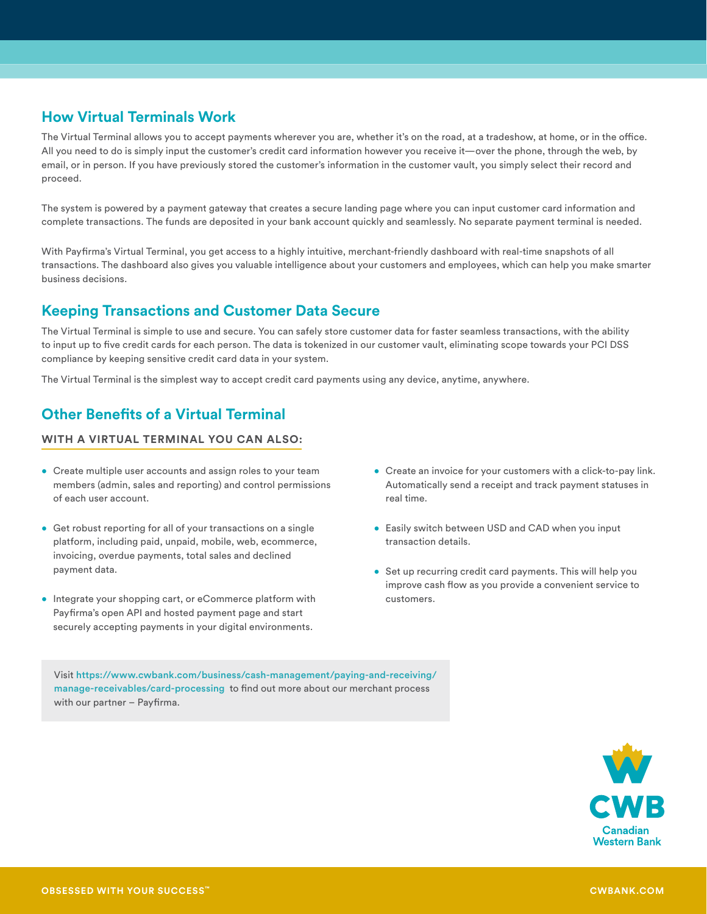## How Virtual Terminals Work

The Virtual Terminal allows you to accept payments wherever you are, whether it's on the road, at a tradeshow, at home, or in the office. All you need to do is simply input the customer's credit card information however you receive it—over the phone, through the web, by email, or in person. If you have previously stored the customer's information in the customer vault, you simply select their record and proceed.

The system is powered by a payment gateway that creates a secure landing page where you can input customer card information and complete transactions. The funds are deposited in your bank account quickly and seamlessly. No separate payment terminal is needed.

With Payfirma's Virtual Terminal, you get access to a highly intuitive, merchant-friendly dashboard with real-time snapshots of all transactions. The dashboard also gives you valuable intelligence about your customers and employees, which can help you make smarter business decisions.

## Keeping Transactions and Customer Data Secure

The Virtual Terminal is simple to use and secure. You can safely store customer data for faster seamless transactions, with the ability to input up to five credit cards for each person. The data is tokenized in our customer vault, eliminating scope towards your PCI DSS compliance by keeping sensitive credit card data in your system.

The Virtual Terminal is the simplest way to accept credit card payments using any device, anytime, anywhere.

## Other Benefits of a Virtual Terminal

### WITH A VIRTUAL TERMINAL YOU CAN ALSO:

- Create multiple user accounts and assign roles to your team members (admin, sales and reporting) and control permissions of each user account.
- Get robust reporting for all of your transactions on a single platform, including paid, unpaid, mobile, web, ecommerce, invoicing, overdue payments, total sales and declined payment data.
- Integrate your shopping cart, or eCommerce platform with Payfirma's open API and hosted payment page and start securely accepting payments in your digital environments.
- Create an invoice for your customers with a click-to-pay link. Automatically send a receipt and track payment statuses in real time.
- Easily switch between USD and CAD when you input transaction details.
- Set up recurring credit card payments. This will help you improve cash flow as you provide a convenient service to customers.

Visit **https://www.cwbank.com/business/cash-management/paying-and-receiving/manage-receivables/card-processing** to find out more about our merchant process with our partner – Payfirma.

CWB Canadian Western Bank

OBSESSED WITH YOUR SUCCESS™

CWBANK.COM